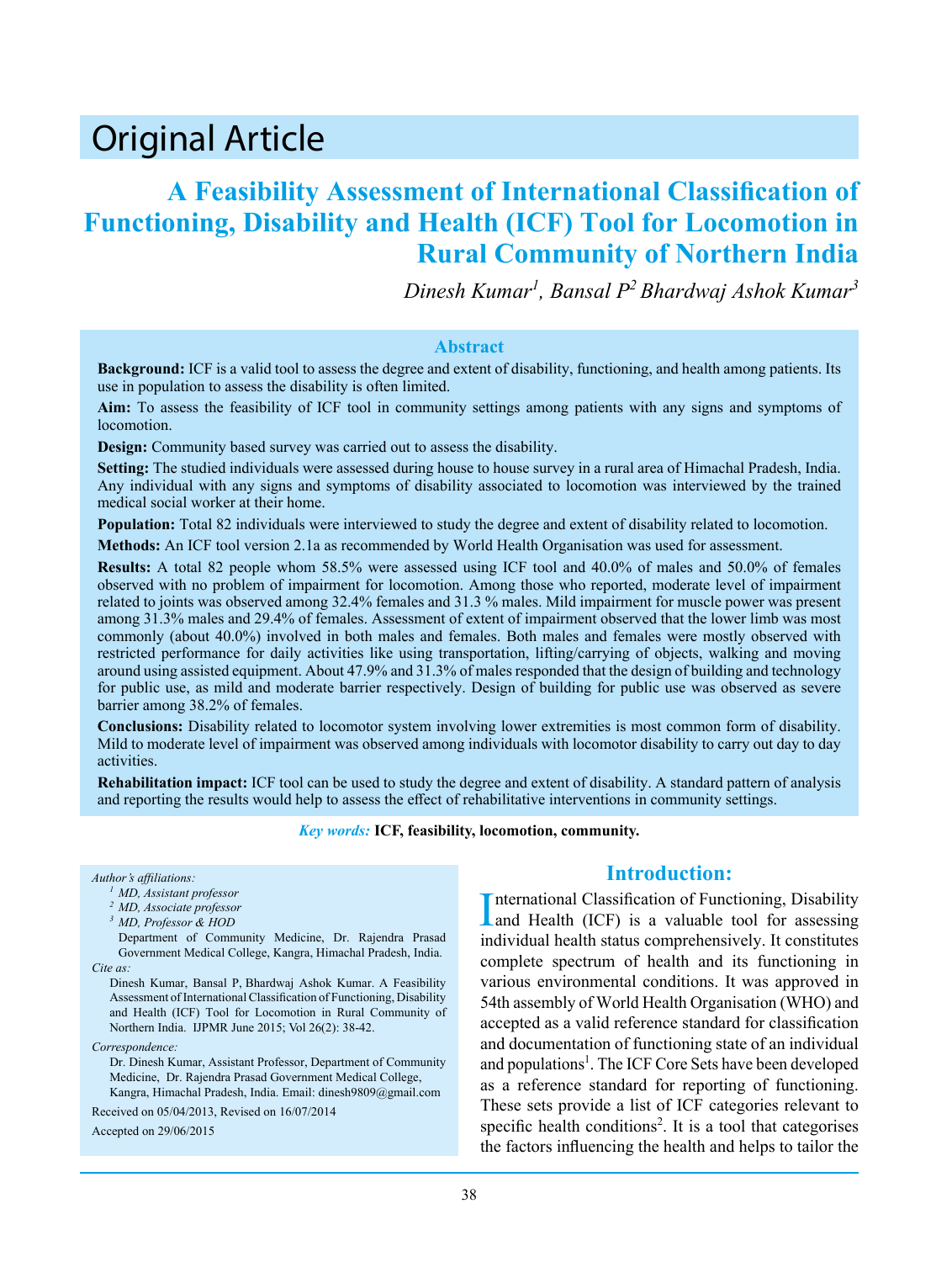# Original Article

## A Feasibility Assessment of International Classification of Functioning, Disability and Health (ICF) Tool for Locomotion in Rural Community of Northern India

*Dinesh Kumar[1], Bansal P[2] Bhardwaj Ashok Kumar[3]*

### Abstract

**Background:** ICF is a valid tool to assess the degree and extent of disability, functioning, and health among patients. Its use in population to assess the disability is often limited.

**Aim:** To assess the feasibility of ICF tool in community settings among patients with any signs and symptoms of locomotion.

**Design:** Community based survey was carried out to assess the disability.

**Setting:** The studied individuals were assessed during house to house survey in a rural area of Himachal Pradesh, India. Any individual with any signs and symptoms of disability associated to locomotion was interviewed by the trained medical social worker at their home.

**Population:** Total 82 individuals were interviewed to study the degree and extent of disability related to locomotion.

**Methods:** An ICF tool version 2.1a as recommended by World Health Organisation was used for assessment.

**Results:** A total 82 people whom 58.5% were assessed using ICF tool and 40.0% of males and 50.0% of females observed with no problem of impairment for locomotion. Among those who reported, moderate level of impairment related to joints was observed among 32.4% females and 31.3 % males. Mild impairment for muscle power was present among 31.3% males and 29.4% of females. Assessment of extent of impairment observed that the lower limb was most commonly (about 40.0%) involved in both males and females. Both males and females were mostly observed with restricted performance for daily activities like using transportation, lifting/carrying of objects, walking and moving around using assisted equipment. About 47.9% and 31.3% of males responded that the design of building and technology for public use, as mild and moderate barrier respectively. Design of building for public use was observed as severe barrier among 38.2% of females.

**Conclusions:** Disability related to locomotor system involving lower extremities is most common form of disability. Mild to moderate level of impairment was observed among individuals with locomotor disability to carry out day to day activities.

**Rehabilitation impact:** ICF tool can be used to study the degree and extent of disability. A standard pattern of analysis and reporting the results would help to assess the effect of rehabilitative interventions in community settings.

***Key words:*** **ICF, feasibility, locomotion, community.**

*Author's affiliations:*

[1] *MD, Assistant professor*
[2] *MD, Associate professor*
[3] *MD, Professor & HOD*

Department of Community Medicine, Dr. Rajendra Prasad Government Medical College, Kangra, Himachal Pradesh, India.

*Cite as:*

Dinesh Kumar, Bansal P, Bhardwaj Ashok Kumar. A Feasibility Assessment of International Classification of Functioning, Disability and Health (ICF) Tool for Locomotion in Rural Community of Northern India. IJPMR June 2015; Vol 26(2): 38-42.

*Correspondence:*

Dr. Dinesh Kumar, Assistant Professor, Department of Community Medicine, Dr. Rajendra Prasad Government Medical College, Kangra, Himachal Pradesh, India. Email: dinesh9809@gmail.com

Received on 05/04/2013, Revised on 16/07/2014

Accepted on 29/06/2015

## Introduction:

International Classification of Functioning, Disability and Health (ICF) is a valuable tool for assessing individual health status comprehensively. It constitutes complete spectrum of health and its functioning in various environmental conditions. It was approved in 54th assembly of World Health Organisation (WHO) and accepted as a valid reference standard for classification and documentation of functioning state of an individual and populations[1]. The ICF Core Sets have been developed as a reference standard for reporting of functioning. These sets provide a list of ICF categories relevant to specific health conditions[2]. It is a tool that categorises the factors influencing the health and helps to tailor the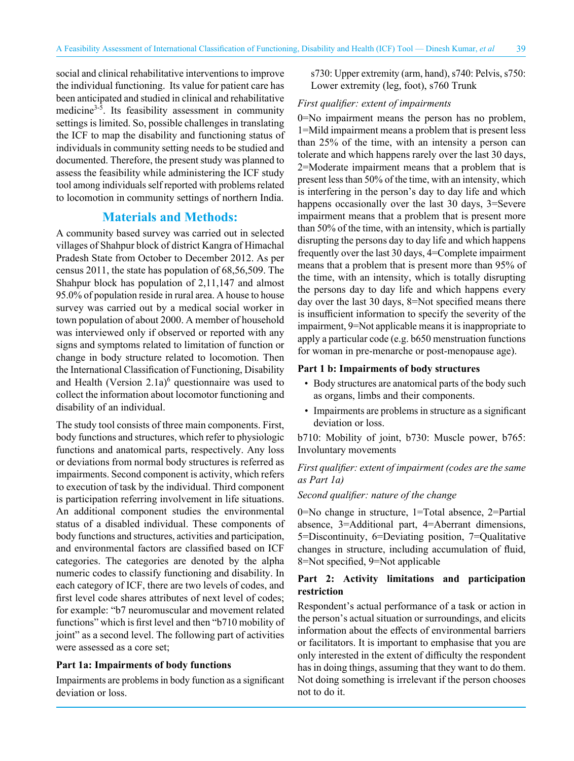social and clinical rehabilitative interventions to improve the individual functioning. Its value for patient care has been anticipated and studied in clinical and rehabilitative medicine[3-5]. Its feasibility assessment in community settings is limited. So, possible challenges in translating the ICF to map the disability and functioning status of individuals in community setting needs to be studied and documented. Therefore, the present study was planned to assess the feasibility while administering the ICF study tool among individuals self reported with problems related to locomotion in community settings of northern India.

## Materials and Methods:

A community based survey was carried out in selected villages of Shahpur block of district Kangra of Himachal Pradesh State from October to December 2012. As per census 2011, the state has population of 68,56,509. The Shahpur block has population of 2,11,147 and almost 95.0% of population reside in rural area. A house to house survey was carried out by a medical social worker in town population of about 2000. A member of household was interviewed only if observed or reported with any signs and symptoms related to limitation of function or change in body structure related to locomotion. Then the International Classification of Functioning, Disability and Health (Version 2.1a)[6] questionnaire was used to collect the information about locomotor functioning and disability of an individual.

The study tool consists of three main components. First, body functions and structures, which refer to physiologic functions and anatomical parts, respectively. Any loss or deviations from normal body structures is referred as impairments. Second component is activity, which refers to execution of task by the individual. Third component is participation referring involvement in life situations. An additional component studies the environmental status of a disabled individual. These components of body functions and structures, activities and participation, and environmental factors are classified based on ICF categories. The categories are denoted by the alpha numeric codes to classify functioning and disability. In each category of ICF, there are two levels of codes, and first level code shares attributes of next level of codes; for example: "b7 neuromuscular and movement related functions" which is first level and then "b710 mobility of joint" as a second level. The following part of activities were assessed as a core set;

**Part 1a: Impairments of body functions**

Impairments are problems in body function as a significant deviation or loss.

s730: Upper extremity (arm, hand), s740: Pelvis, s750: Lower extremity (leg, foot), s760 Trunk

*First qualifier: extent of impairments*

0=No impairment means the person has no problem, 1=Mild impairment means a problem that is present less than 25% of the time, with an intensity a person can tolerate and which happens rarely over the last 30 days, 2=Moderate impairment means that a problem that is present less than 50% of the time, with an intensity, which is interfering in the person's day to day life and which happens occasionally over the last 30 days, 3=Severe impairment means that a problem that is present more than 50% of the time, with an intensity, which is partially disrupting the persons day to day life and which happens frequently over the last 30 days, 4=Complete impairment means that a problem that is present more than 95% of the time, with an intensity, which is totally disrupting the persons day to day life and which happens every day over the last 30 days, 8=Not specified means there is insufficient information to specify the severity of the impairment, 9=Not applicable means it is inappropriate to apply a particular code (e.g. b650 menstruation functions for woman in pre-menarche or post-menopause age).

**Part 1 b: Impairments of body structures**

- Body structures are anatomical parts of the body such as organs, limbs and their components.
- Impairments are problems in structure as a significant deviation or loss.

b710: Mobility of joint, b730: Muscle power, b765: Involuntary movements

*First qualifier: extent of impairment (codes are the same as Part 1a)*

*Second qualifier: nature of the change*

0=No change in structure, 1=Total absence, 2=Partial absence, 3=Additional part, 4=Aberrant dimensions, 5=Discontinuity, 6=Deviating position, 7=Qualitative changes in structure, including accumulation of fluid, 8=Not specified, 9=Not applicable

**Part 2: Activity limitations and participation restriction**

Respondent's actual performance of a task or action in the person's actual situation or surroundings, and elicits information about the effects of environmental barriers or facilitators. It is important to emphasise that you are only interested in the extent of difficulty the respondent has in doing things, assuming that they want to do them. Not doing something is irrelevant if the person chooses not to do it.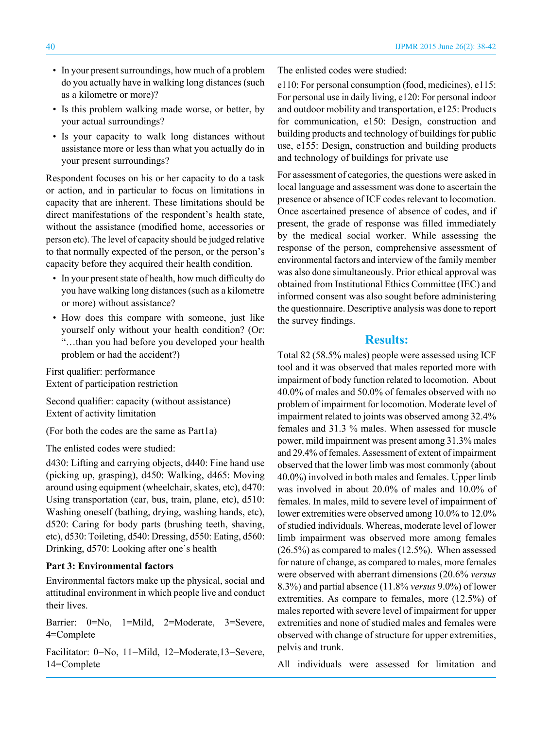- In your present surroundings, how much of a problem do you actually have in walking long distances (such as a kilometre or more)?
- Is this problem walking made worse, or better, by your actual surroundings?
- Is your capacity to walk long distances without assistance more or less than what you actually do in your present surroundings?

Respondent focuses on his or her capacity to do a task or action, and in particular to focus on limitations in capacity that are inherent. These limitations should be direct manifestations of the respondent's health state, without the assistance (modified home, accessories or person etc). The level of capacity should be judged relative to that normally expected of the person, or the person's capacity before they acquired their health condition.

- In your present state of health, how much difficulty do you have walking long distances (such as a kilometre or more) without assistance?
- How does this compare with someone, just like yourself only without your health condition? (Or: "…than you had before you developed your health problem or had the accident?)

First qualifier: performance
Extent of participation restriction

Second qualifier: capacity (without assistance)
Extent of activity limitation

(For both the codes are the same as Part1a)

The enlisted codes were studied:

d430: Lifting and carrying objects, d440: Fine hand use (picking up, grasping), d450: Walking, d465: Moving around using equipment (wheelchair, skates, etc), d470: Using transportation (car, bus, train, plane, etc), d510: Washing oneself (bathing, drying, washing hands, etc), d520: Caring for body parts (brushing teeth, shaving, etc), d530: Toileting, d540: Dressing, d550: Eating, d560: Drinking, d570: Looking after one`s health

**Part 3: Environmental factors**

Environmental factors make up the physical, social and attitudinal environment in which people live and conduct their lives.

Barrier: 0=No, 1=Mild, 2=Moderate, 3=Severe, 4=Complete

Facilitator: 0=No, 11=Mild, 12=Moderate,13=Severe, 14=Complete

The enlisted codes were studied:

e110: For personal consumption (food, medicines), e115: For personal use in daily living, e120: For personal indoor and outdoor mobility and transportation, e125: Products for communication, e150: Design, construction and building products and technology of buildings for public use, e155: Design, construction and building products and technology of buildings for private use

For assessment of categories, the questions were asked in local language and assessment was done to ascertain the presence or absence of ICF codes relevant to locomotion. Once ascertained presence of absence of codes, and if present, the grade of response was filled immediately by the medical social worker. While assessing the response of the person, comprehensive assessment of environmental factors and interview of the family member was also done simultaneously. Prior ethical approval was obtained from Institutional Ethics Committee (IEC) and informed consent was also sought before administering the questionnaire. Descriptive analysis was done to report the survey findings.

## Results:

Total 82 (58.5% males) people were assessed using ICF tool and it was observed that males reported more with impairment of body function related to locomotion. About 40.0% of males and 50.0% of females observed with no problem of impairment for locomotion. Moderate level of impairment related to joints was observed among 32.4% females and 31.3 % males. When assessed for muscle power, mild impairment was present among 31.3% males and 29.4% of females. Assessment of extent of impairment observed that the lower limb was most commonly (about 40.0%) involved in both males and females. Upper limb was involved in about 20.0% of males and 10.0% of females. In males, mild to severe level of impairment of lower extremities were observed among 10.0% to 12.0% of studied individuals. Whereas, moderate level of lower limb impairment was observed more among females (26.5%) as compared to males (12.5%). When assessed for nature of change, as compared to males, more females were observed with aberrant dimensions (20.6% *versus* 8.3%) and partial absence (11.8% *versus* 9.0%) of lower extremities. As compare to females, more (12.5%) of males reported with severe level of impairment for upper extremities and none of studied males and females were observed with change of structure for upper extremities, pelvis and trunk.

All individuals were assessed for limitation and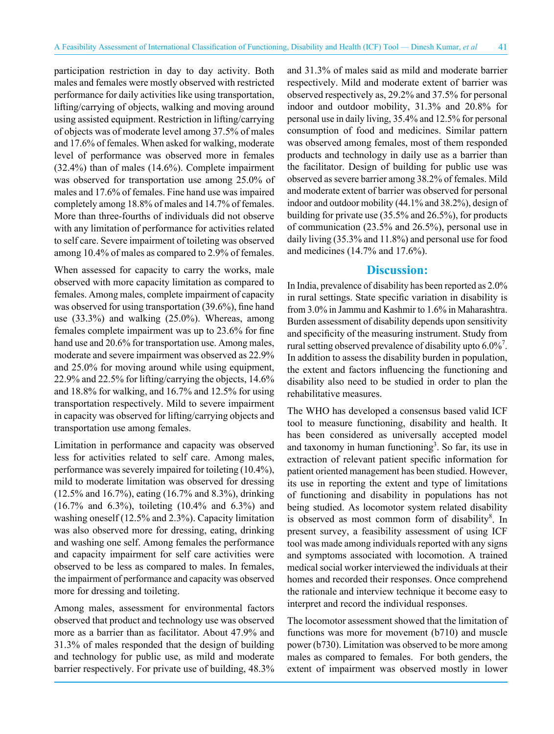participation restriction in day to day activity. Both males and females were mostly observed with restricted performance for daily activities like using transportation, lifting/carrying of objects, walking and moving around using assisted equipment. Restriction in lifting/carrying of objects was of moderate level among 37.5% of males and 17.6% of females. When asked for walking, moderate level of performance was observed more in females (32.4%) than of males (14.6%). Complete impairment was observed for transportation use among 25.0% of males and 17.6% of females. Fine hand use was impaired completely among 18.8% of males and 14.7% of females. More than three-fourths of individuals did not observe with any limitation of performance for activities related to self care. Severe impairment of toileting was observed among 10.4% of males as compared to 2.9% of females.

When assessed for capacity to carry the works, male observed with more capacity limitation as compared to females. Among males, complete impairment of capacity was observed for using transportation (39.6%), fine hand use (33.3%) and walking (25.0%). Whereas, among females complete impairment was up to 23.6% for fine hand use and 20.6% for transportation use. Among males, moderate and severe impairment was observed as 22.9% and 25.0% for moving around while using equipment, 22.9% and 22.5% for lifting/carrying the objects, 14.6% and 18.8% for walking, and 16.7% and 12.5% for using transportation respectively. Mild to severe impairment in capacity was observed for lifting/carrying objects and transportation use among females.

Limitation in performance and capacity was observed less for activities related to self care. Among males, performance was severely impaired for toileting (10.4%), mild to moderate limitation was observed for dressing (12.5% and 16.7%), eating (16.7% and 8.3%), drinking (16.7% and 6.3%), toileting (10.4% and 6.3%) and washing oneself (12.5% and 2.3%). Capacity limitation was also observed more for dressing, eating, drinking and washing one self. Among females the performance and capacity impairment for self care activities were observed to be less as compared to males. In females, the impairment of performance and capacity was observed more for dressing and toileting.

Among males, assessment for environmental factors observed that product and technology use was observed more as a barrier than as facilitator. About 47.9% and 31.3% of males responded that the design of building and technology for public use, as mild and moderate barrier respectively. For private use of building, 48.3% and 31.3% of males said as mild and moderate barrier respectively. Mild and moderate extent of barrier was observed respectively as, 29.2% and 37.5% for personal indoor and outdoor mobility, 31.3% and 20.8% for personal use in daily living, 35.4% and 12.5% for personal consumption of food and medicines. Similar pattern was observed among females, most of them responded products and technology in daily use as a barrier than the facilitator. Design of building for public use was observed as severe barrier among 38.2% of females. Mild and moderate extent of barrier was observed for personal indoor and outdoor mobility (44.1% and 38.2%), design of building for private use (35.5% and 26.5%), for products of communication (23.5% and 26.5%), personal use in daily living (35.3% and 11.8%) and personal use for food and medicines (14.7% and 17.6%).

## Discussion:

In India, prevalence of disability has been reported as 2.0% in rural settings. State specific variation in disability is from 3.0% in Jammu and Kashmir to 1.6% in Maharashtra. Burden assessment of disability depends upon sensitivity and specificity of the measuring instrument. Study from rural setting observed prevalence of disability upto 6.0%[7]. In addition to assess the disability burden in population, the extent and factors influencing the functioning and disability also need to be studied in order to plan the rehabilitative measures.

The WHO has developed a consensus based valid ICF tool to measure functioning, disability and health. It has been considered as universally accepted model and taxonomy in human functioning[3]. So far, its use in extraction of relevant patient specific information for patient oriented management has been studied. However, its use in reporting the extent and type of limitations of functioning and disability in populations has not being studied. As locomotor system related disability is observed as most common form of disability[8]. In present survey, a feasibility assessment of using ICF tool was made among individuals reported with any signs and symptoms associated with locomotion. A trained medical social worker interviewed the individuals at their homes and recorded their responses. Once comprehend the rationale and interview technique it become easy to interpret and record the individual responses.

The locomotor assessment showed that the limitation of functions was more for movement (b710) and muscle power (b730). Limitation was observed to be more among males as compared to females. For both genders, the extent of impairment was observed mostly in lower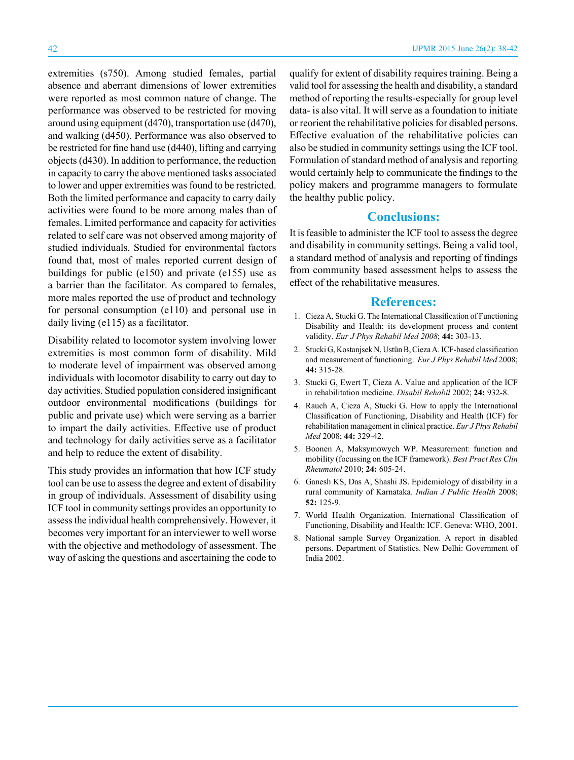extremities (s750). Among studied females, partial absence and aberrant dimensions of lower extremities were reported as most common nature of change. The performance was observed to be restricted for moving around using equipment (d470), transportation use (d470), and walking (d450). Performance was also observed to be restricted for fine hand use (d440), lifting and carrying objects (d430). In addition to performance, the reduction in capacity to carry the above mentioned tasks associated to lower and upper extremities was found to be restricted. Both the limited performance and capacity to carry daily activities were found to be more among males than of females. Limited performance and capacity for activities related to self care was not observed among majority of studied individuals. Studied for environmental factors found that, most of males reported current design of buildings for public (e150) and private (e155) use as a barrier than the facilitator. As compared to females, more males reported the use of product and technology for personal consumption (e110) and personal use in daily living (e115) as a facilitator.

Disability related to locomotor system involving lower extremities is most common form of disability. Mild to moderate level of impairment was observed among individuals with locomotor disability to carry out day to day activities. Studied population considered insignificant outdoor environmental modifications (buildings for public and private use) which were serving as a barrier to impart the daily activities. Effective use of product and technology for daily activities serve as a facilitator and help to reduce the extent of disability.

This study provides an information that how ICF study tool can be use to assess the degree and extent of disability in group of individuals. Assessment of disability using ICF tool in community settings provides an opportunity to assess the individual health comprehensively. However, it becomes very important for an interviewer to well worse with the objective and methodology of assessment. The way of asking the questions and ascertaining the code to qualify for extent of disability requires training. Being a valid tool for assessing the health and disability, a standard method of reporting the results-especially for group level data- is also vital. It will serve as a foundation to initiate or reorient the rehabilitative policies for disabled persons. Effective evaluation of the rehabilitative policies can also be studied in community settings using the ICF tool. Formulation of standard method of analysis and reporting would certainly help to communicate the findings to the policy makers and programme managers to formulate the healthy public policy.

## Conclusions:

It is feasible to administer the ICF tool to assess the degree and disability in community settings. Being a valid tool, a standard method of analysis and reporting of findings from community based assessment helps to assess the effect of the rehabilitative measures.

## References:

1. Cieza A, Stucki G. The International Classification of Functioning Disability and Health: its development process and content validity. *Eur J Phys Rehabil Med 2008*; **44:** 303-13.
2. Stucki G, Kostanjsek N, Ustün B, Cieza A. ICF-based classification and measurement of functioning. *Eur J Phys Rehabil Med* 2008; **44:** 315-28.
3. Stucki G, Ewert T, Cieza A. Value and application of the ICF in rehabilitation medicine. *Disabil Rehabil* 2002; **24:** 932-8.
4. Rauch A, Cieza A, Stucki G. How to apply the International Classification of Functioning, Disability and Health (ICF) for rehabilitation management in clinical practice. *Eur J Phys Rehabil Med* 2008; **44:** 329-42.
5. Boonen A, Maksymowych WP. Measurement: function and mobility (focussing on the ICF framework). *Best Pract Res Clin Rheumatol* 2010; **24:** 605-24.
6. Ganesh KS, Das A, Shashi JS. Epidemiology of disability in a rural community of Karnataka. *Indian J Public Health* 2008; **52:** 125-9.
7. World Health Organization. International Classification of Functioning, Disability and Health: ICF. Geneva: WHO, 2001.
8. National sample Survey Organization. A report in disabled persons. Department of Statistics. New Delhi: Government of India 2002.